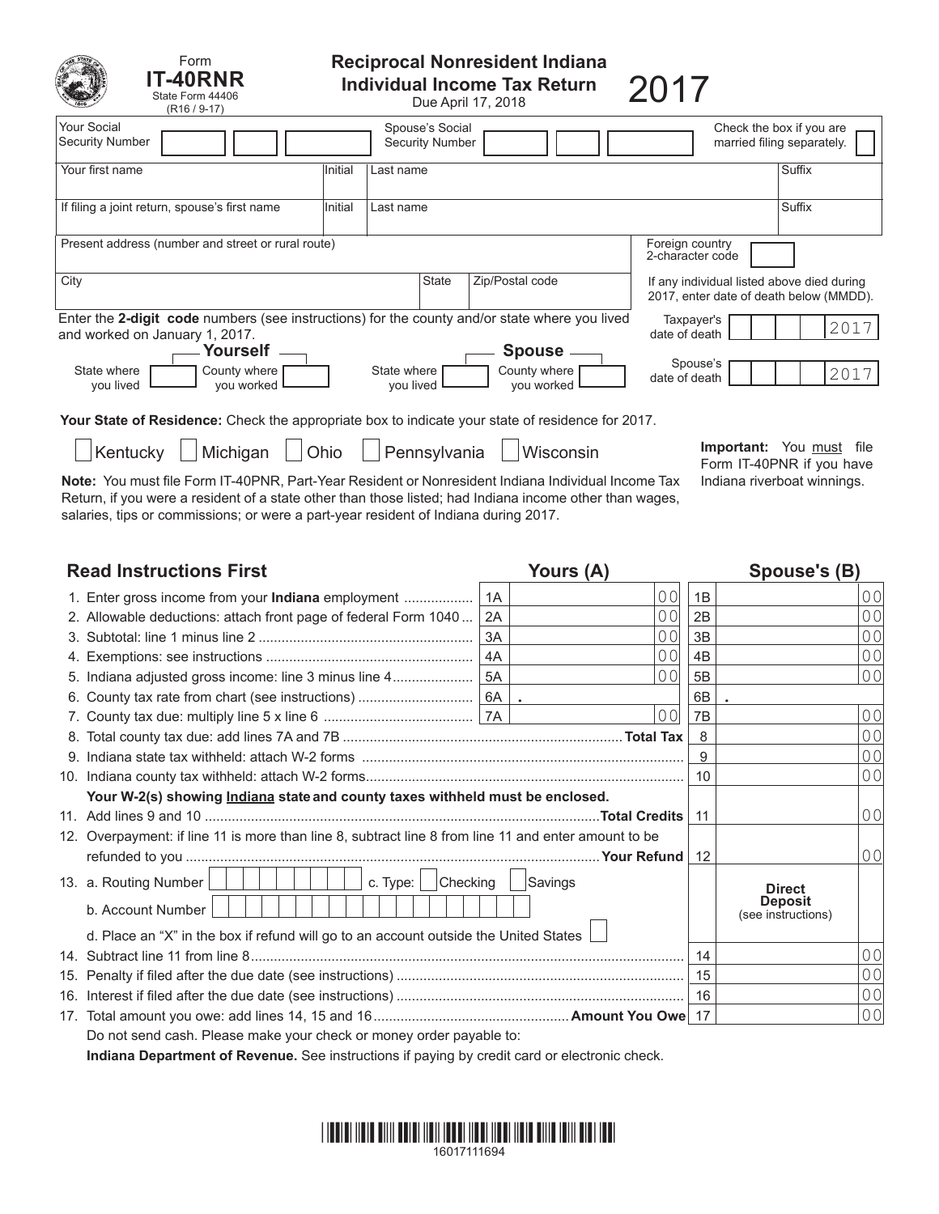Form **IT-40RNR**
State Form 44406
(R16 / 9-17)

# Reciprocal Nonresident Indiana Individual Income Tax Return

Due April 17, 2018

**2017**

| Your Social Security Number | | Spouse's Social Security Number | | Check the box if you are married filing separately. ☐ |
|---|---|---|---|---|

| Your first name | Initial | Last name | Suffix |
|---|---|---|---|
| If filing a joint return, spouse's first name | Initial | Last name | Suffix |

| Present address (number and street or rural route) | | | Foreign country 2-character code |
|---|---|---|---|
| City | State | Zip/Postal code | If any individual listed above died during 2017, enter date of death below (MMDD). |

Enter the **2-digit code** numbers (see instructions) for the county and/or state where you lived and worked on January 1, 2017.

| **Yourself** | | **Spouse** | |
|---|---|---|---|
| State where you lived | County where you worked | State where you lived | County where you worked |

Taxpayer's date of death ____ 2017

Spouse's date of death ____ 2017

**Your State of Residence:** Check the appropriate box to indicate your state of residence for 2017.

☐ Kentucky ☐ Michigan ☐ Ohio ☐ Pennsylvania ☐ Wisconsin

**Note:** You must file Form IT-40PNR, Part-Year Resident or Nonresident Indiana Individual Income Tax Return, if you were a resident of a state other than those listed; had Indiana income other than wages, salaries, tips or commissions; or were a part-year resident of Indiana during 2017.

**Important:** You must file Form IT-40PNR if you have Indiana riverboat winnings.

## Read Instructions First

| Line | | Yours (A) | | Spouse's (B) |
|---|---|---|---|---|
| 1. Enter gross income from your **Indiana** employment | 1A | 00 | 1B | 00 |
| 2. Allowable deductions: attach front page of federal Form 1040 | 2A | 00 | 2B | 00 |
| 3. Subtotal: line 1 minus line 2 | 3A | 00 | 3B | 00 |
| 4. Exemptions: see instructions | 4A | 00 | 4B | 00 |
| 5. Indiana adjusted gross income: line 3 minus line 4 | 5A | 00 | 5B | 00 |
| 6. County tax rate from chart (see instructions) | 6A | . | 6B | . |
| 7. County tax due: multiply line 5 x line 6 | 7A | 00 | 7B | 00 |
| 8. Total county tax due: add lines 7A and 7B ........ **Total Tax** | | | 8 | 00 |
| 9. Indiana state tax withheld: attach W-2 forms | | | 9 | 00 |
| 10. Indiana county tax withheld: attach W-2 forms | | | 10 | 00 |
| **Your W-2(s) showing Indiana state and county taxes withheld must be enclosed.** | | | | |
| 11. Add lines 9 and 10 ........ **Total Credits** | | | 11 | 00 |
| 12. Overpayment: if line 11 is more than line 8, subtract line 8 from line 11 and enter amount to be refunded to you ........ **Your Refund** | | | 12 | 00 |
| 13. a. Routing Number ____ c. Type: ☐ Checking ☐ Savings<br>b. Account Number ____<br>d. Place an "X" in the box if refund will go to an account outside the United States ☐ | | | **Direct Deposit** (see instructions) | |
| 14. Subtract line 11 from line 8 | | | 14 | 00 |
| 15. Penalty if filed after the due date (see instructions) | | | 15 | 00 |
| 16. Interest if filed after the due date (see instructions) | | | 16 | 00 |
| 17. Total amount you owe: add lines 14, 15 and 16 ........ **Amount You Owe** | | | 17 | 00 |

Do not send cash. Please make your check or money order payable to:
**Indiana Department of Revenue.** See instructions if paying by credit card or electronic check.

16017111694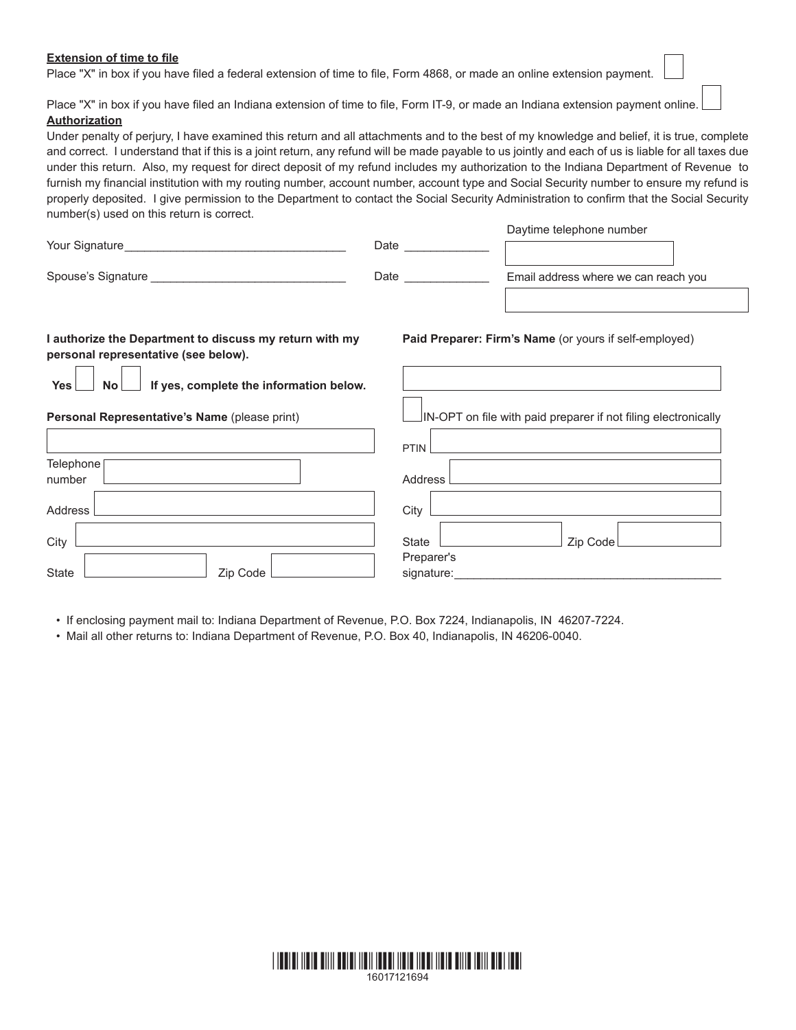**Extension of time to file**

Place "X" in box if you have filed a federal extension of time to file, Form 4868, or made an online extension payment. ☐

Place "X" in box if you have filed an Indiana extension of time to file, Form IT-9, or made an Indiana extension payment online. ☐

**Authorization**

Under penalty of perjury, I have examined this return and all attachments and to the best of my knowledge and belief, it is true, complete and correct. I understand that if this is a joint return, any refund will be made payable to us jointly and each of us is liable for all taxes due under this return. Also, my request for direct deposit of my refund includes my authorization to the Indiana Department of Revenue to furnish my financial institution with my routing number, account number, account type and Social Security number to ensure my refund is properly deposited. I give permission to the Department to contact the Social Security Administration to confirm that the Social Security number(s) used on this return is correct.

Your Signature_________________________________ Date _____________

Daytime telephone number ____________________

Spouse's Signature ______________________________ Date _____________

Email address where we can reach you ____________________

**I authorize the Department to discuss my return with my personal representative (see below).**

**Yes** ☐ **No** ☐ **If yes, complete the information below.**

**Personal Representative's Name** (please print) ____________________

Telephone number ____________________

Address ____________________

City ____________________

State ____________________ Zip Code ____________________

**Paid Preparer: Firm's Name** (or yours if self-employed) ____________________

☐ IN-OPT on file with paid preparer if not filing electronically

PTIN ____________________

Address ____________________

City ____________________

State ____________________ Zip Code ____________________

Preparer's signature:________________________________________

- If enclosing payment mail to: Indiana Department of Revenue, P.O. Box 7224, Indianapolis, IN 46207-7224.
- Mail all other returns to: Indiana Department of Revenue, P.O. Box 40, Indianapolis, IN 46206-0040.

16017121694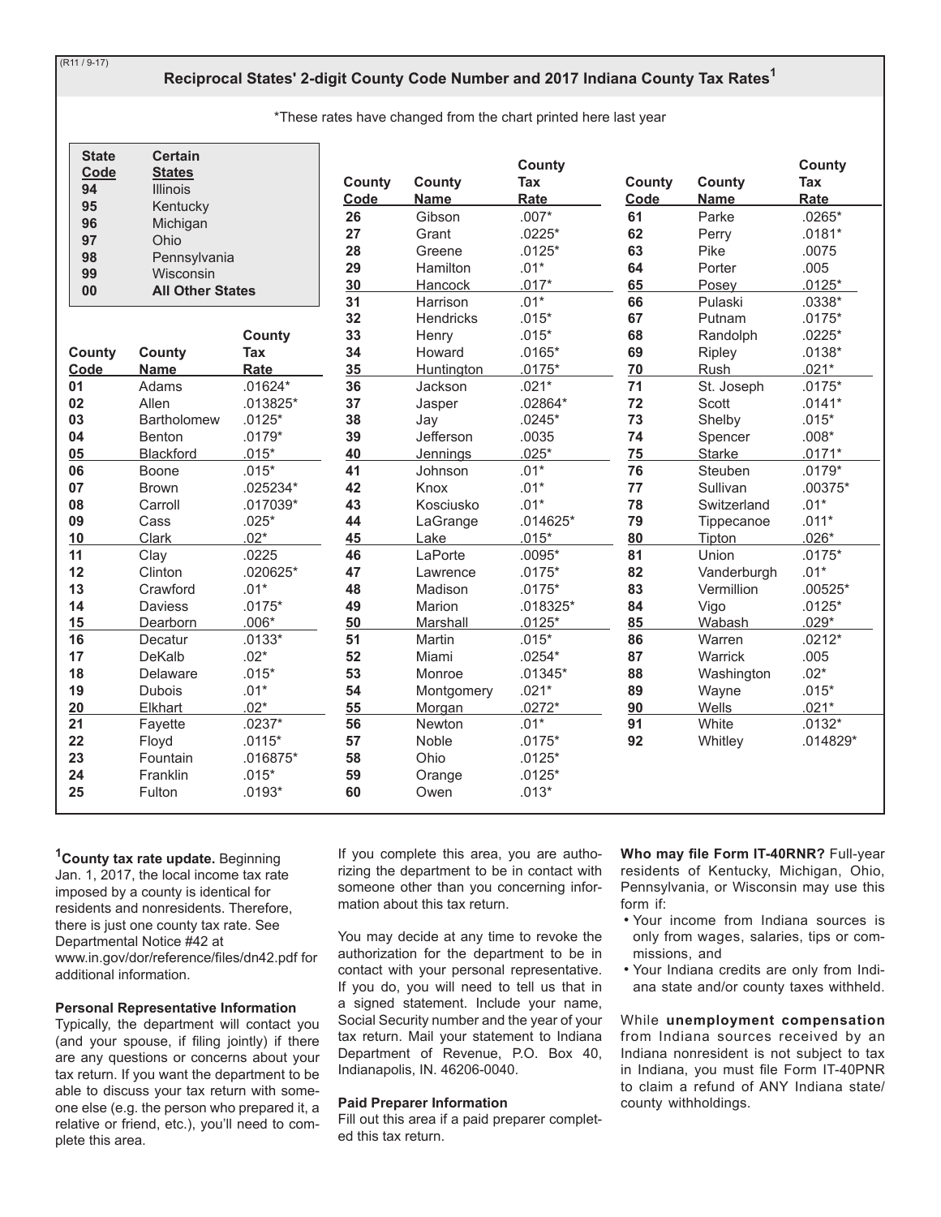(R11 / 9-17)

## Reciprocal States' 2-digit County Code Number and 2017 Indiana County Tax Rates[1]

*These rates have changed from the chart printed here last year

| State Code | Certain States |
|---|---|
| 94 | Illinois |
| 95 | Kentucky |
| 96 | Michigan |
| 97 | Ohio |
| 98 | Pennsylvania |
| 99 | Wisconsin |
| 00 | **All Other States** |

| County Code | County Name | County Tax Rate |
|---|---|---|
| 01 | Adams | .01624* |
| 02 | Allen | .013825* |
| 03 | Bartholomew | .0125* |
| 04 | Benton | .0179* |
| 05 | Blackford | .015* |
| 06 | Boone | .015* |
| 07 | Brown | .025234* |
| 08 | Carroll | .017039* |
| 09 | Cass | .025* |
| 10 | Clark | .02* |
| 11 | Clay | .0225 |
| 12 | Clinton | .020625* |
| 13 | Crawford | .01* |
| 14 | Daviess | .0175* |
| 15 | Dearborn | .006* |
| 16 | Decatur | .0133* |
| 17 | DeKalb | .02* |
| 18 | Delaware | .015* |
| 19 | Dubois | .01* |
| 20 | Elkhart | .02* |
| 21 | Fayette | .0237* |
| 22 | Floyd | .0115* |
| 23 | Fountain | .016875* |
| 24 | Franklin | .015* |
| 25 | Fulton | .0193* |
| 26 | Gibson | .007* |
| 27 | Grant | .0225* |
| 28 | Greene | .0125* |
| 29 | Hamilton | .01* |
| 30 | Hancock | .017* |
| 31 | Harrison | .01* |
| 32 | Hendricks | .015* |
| 33 | Henry | .015* |
| 34 | Howard | .0165* |
| 35 | Huntington | .0175* |
| 36 | Jackson | .021* |
| 37 | Jasper | .02864* |
| 38 | Jay | .0245* |
| 39 | Jefferson | .0035 |
| 40 | Jennings | .025* |
| 41 | Johnson | .01* |
| 42 | Knox | .01* |
| 43 | Kosciusko | .01* |
| 44 | LaGrange | .014625* |
| 45 | Lake | .015* |
| 46 | LaPorte | .0095* |
| 47 | Lawrence | .0175* |
| 48 | Madison | .0175* |
| 49 | Marion | .018325* |
| 50 | Marshall | .0125* |
| 51 | Martin | .015* |
| 52 | Miami | .0254* |
| 53 | Monroe | .01345* |
| 54 | Montgomery | .021* |
| 55 | Morgan | .0272* |
| 56 | Newton | .01* |
| 57 | Noble | .0175* |
| 58 | Ohio | .0125* |
| 59 | Orange | .0125* |
| 60 | Owen | .013* |
| 61 | Parke | .0265* |
| 62 | Perry | .0181* |
| 63 | Pike | .0075 |
| 64 | Porter | .005 |
| 65 | Posey | .0125* |
| 66 | Pulaski | .0338* |
| 67 | Putnam | .0175* |
| 68 | Randolph | .0225* |
| 69 | Ripley | .0138* |
| 70 | Rush | .021* |
| 71 | St. Joseph | .0175* |
| 72 | Scott | .0141* |
| 73 | Shelby | .015* |
| 74 | Spencer | .008* |
| 75 | Starke | .0171* |
| 76 | Steuben | .0179* |
| 77 | Sullivan | .00375* |
| 78 | Switzerland | .01* |
| 79 | Tippecanoe | .011* |
| 80 | Tipton | .026* |
| 81 | Union | .0175* |
| 82 | Vanderburgh | .01* |
| 83 | Vermillion | .00525* |
| 84 | Vigo | .0125* |
| 85 | Wabash | .029* |
| 86 | Warren | .0212* |
| 87 | Warrick | .005 |
| 88 | Washington | .02* |
| 89 | Wayne | .015* |
| 90 | Wells | .021* |
| 91 | White | .0132* |
| 92 | Whitley | .014829* |

[1]**County tax rate update.** Beginning Jan. 1, 2017, the local income tax rate imposed by a county is identical for residents and nonresidents. Therefore, there is just one county tax rate. See Departmental Notice #42 at www.in.gov/dor/reference/files/dn42.pdf for additional information.

**Personal Representative Information**

Typically, the department will contact you (and your spouse, if filing jointly) if there are any questions or concerns about your tax return. If you want the department to be able to discuss your tax return with someone else (e.g. the person who prepared it, a relative or friend, etc.), you'll need to complete this area.

If you complete this area, you are authorizing the department to be in contact with someone other than you concerning information about this tax return.

You may decide at any time to revoke the authorization for the department to be in contact with your personal representative. If you do, you will need to tell us that in a signed statement. Include your name, Social Security number and the year of your tax return. Mail your statement to Indiana Department of Revenue, P.O. Box 40, Indianapolis, IN. 46206-0040.

**Paid Preparer Information**

Fill out this area if a paid preparer completed this tax return.

**Who may file Form IT-40RNR?** Full-year residents of Kentucky, Michigan, Ohio, Pennsylvania, or Wisconsin may use this form if:

- Your income from Indiana sources is only from wages, salaries, tips or commissions, and
- Your Indiana credits are only from Indiana state and/or county taxes withheld.

While **unemployment compensation** from Indiana sources received by an Indiana nonresident is not subject to tax in Indiana, you must file Form IT-40PNR to claim a refund of ANY Indiana state/county withholdings.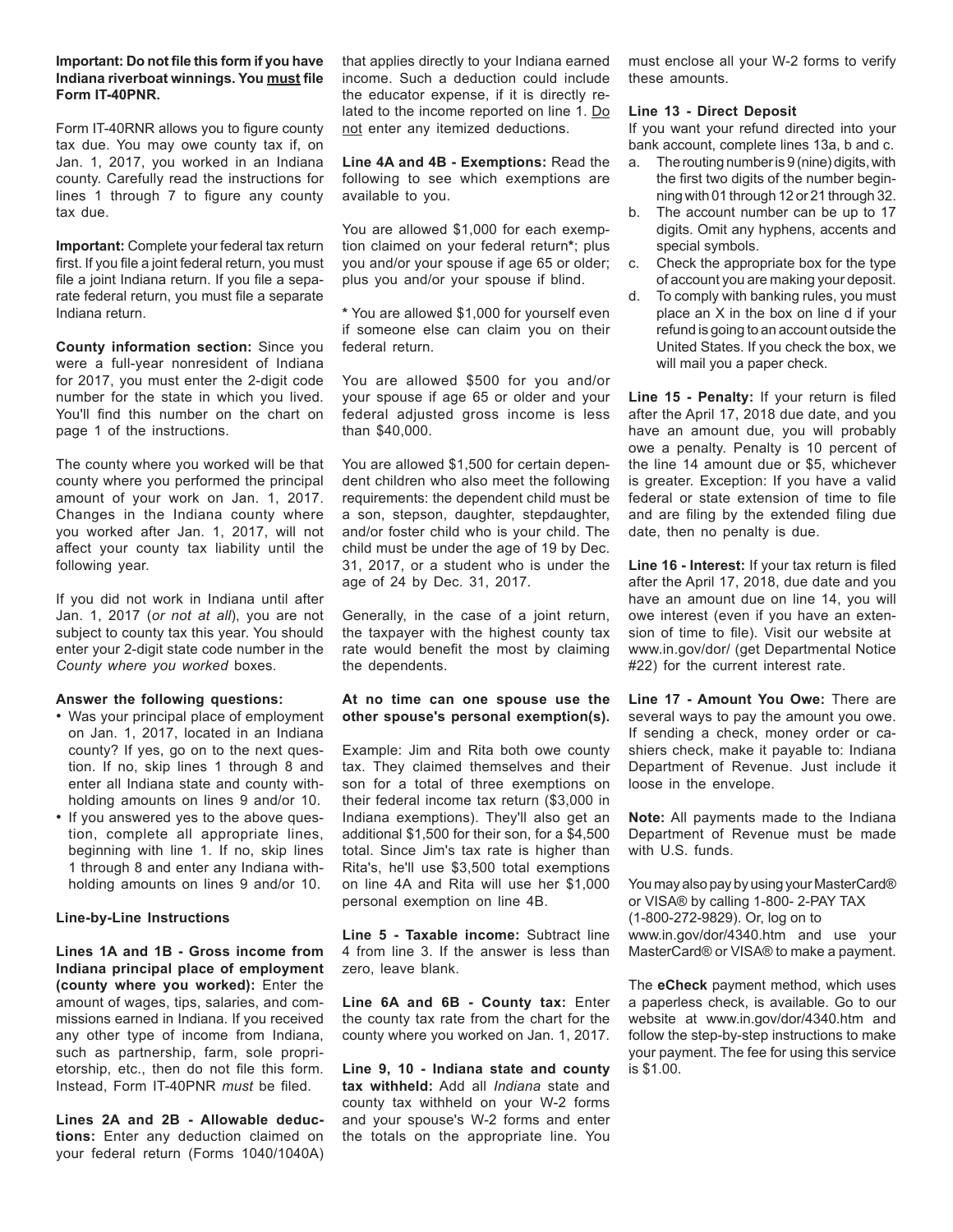**Important: Do not file this form if you have Indiana riverboat winnings. You must file Form IT-40PNR.**

Form IT-40RNR allows you to figure county tax due. You may owe county tax if, on Jan. 1, 2017, you worked in an Indiana county. Carefully read the instructions for lines 1 through 7 to figure any county tax due.

**Important:** Complete your federal tax return first. If you file a joint federal return, you must file a joint Indiana return. If you file a separate federal return, you must file a separate Indiana return.

**County information section:** Since you were a full-year nonresident of Indiana for 2017, you must enter the 2-digit code number for the state in which you lived. You'll find this number on the chart on page 1 of the instructions.

The county where you worked will be that county where you performed the principal amount of your work on Jan. 1, 2017. Changes in the Indiana county where you worked after Jan. 1, 2017, will not affect your county tax liability until the following year.

If you did not work in Indiana until after Jan. 1, 2017 (*or not at all*), you are not subject to county tax this year. You should enter your 2-digit state code number in the *County where you worked* boxes.

**Answer the following questions:**

- Was your principal place of employment on Jan. 1, 2017, located in an Indiana county? If yes, go on to the next question. If no, skip lines 1 through 8 and enter all Indiana state and county withholding amounts on lines 9 and/or 10.
- If you answered yes to the above question, complete all appropriate lines, beginning with line 1. If no, skip lines 1 through 8 and enter any Indiana withholding amounts on lines 9 and/or 10.

**Line-by-Line Instructions**

**Lines 1A and 1B - Gross income from Indiana principal place of employment (county where you worked):** Enter the amount of wages, tips, salaries, and commissions earned in Indiana. If you received any other type of income from Indiana, such as partnership, farm, sole proprietorship, etc., then do not file this form. Instead, Form IT-40PNR *must* be filed.

**Lines 2A and 2B - Allowable deductions:** Enter any deduction claimed on your federal return (Forms 1040/1040A) that applies directly to your Indiana earned income. Such a deduction could include the educator expense, if it is directly related to the income reported on line 1. Do not enter any itemized deductions.

**Line 4A and 4B - Exemptions:** Read the following to see which exemptions are available to you.

You are allowed $1,000 for each exemption claimed on your federal return*; plus you and/or your spouse if age 65 or older; plus you and/or your spouse if blind.

**\*** You are allowed $1,000 for yourself even if someone else can claim you on their federal return.

You are allowed $500 for you and/or your spouse if age 65 or older and your federal adjusted gross income is less than $40,000.

You are allowed $1,500 for certain dependent children who also meet the following requirements: the dependent child must be a son, stepson, daughter, stepdaughter, and/or foster child who is your child. The child must be under the age of 19 by Dec. 31, 2017, or a student who is under the age of 24 by Dec. 31, 2017.

Generally, in the case of a joint return, the taxpayer with the highest county tax rate would benefit the most by claiming the dependents.

**At no time can one spouse use the other spouse's personal exemption(s).**

Example: Jim and Rita both owe county tax. They claimed themselves and their son for a total of three exemptions on their federal income tax return ($3,000 in Indiana exemptions). They'll also get an additional $1,500 for their son, for a $4,500 total. Since Jim's tax rate is higher than Rita's, he'll use $3,500 total exemptions on line 4A and Rita will use her $1,000 personal exemption on line 4B.

**Line 5 - Taxable income:** Subtract line 4 from line 3. If the answer is less than zero, leave blank.

**Line 6A and 6B - County tax:** Enter the county tax rate from the chart for the county where you worked on Jan. 1, 2017.

**Line 9, 10 - Indiana state and county tax withheld:** Add all *Indiana* state and county tax withheld on your W-2 forms and your spouse's W-2 forms and enter the totals on the appropriate line. You must enclose all your W-2 forms to verify these amounts.

**Line 13 - Direct Deposit**

If you want your refund directed into your bank account, complete lines 13a, b and c.

a. The routing number is 9 (nine) digits, with the first two digits of the number beginning with 01 through 12 or 21 through 32.
b. The account number can be up to 17 digits. Omit any hyphens, accents and special symbols.
c. Check the appropriate box for the type of account you are making your deposit.
d. To comply with banking rules, you must place an X in the box on line d if your refund is going to an account outside the United States. If you check the box, we will mail you a paper check.

**Line 15 - Penalty:** If your return is filed after the April 17, 2018 due date, and you have an amount due, you will probably owe a penalty. Penalty is 10 percent of the line 14 amount due or $5, whichever is greater. Exception: If you have a valid federal or state extension of time to file and are filing by the extended filing due date, then no penalty is due.

**Line 16 - Interest:** If your tax return is filed after the April 17, 2018, due date and you have an amount due on line 14, you will owe interest (even if you have an extension of time to file). Visit our website at www.in.gov/dor/ (get Departmental Notice #22) for the current interest rate.

**Line 17 - Amount You Owe:** There are several ways to pay the amount you owe. If sending a check, money order or cashiers check, make it payable to: Indiana Department of Revenue. Just include it loose in the envelope.

**Note:** All payments made to the Indiana Department of Revenue must be made with U.S. funds.

You may also pay by using your MasterCard® or VISA® by calling 1-800- 2-PAY TAX (1-800-272-9829). Or, log on to www.in.gov/dor/4340.htm and use your MasterCard® or VISA® to make a payment.

The **eCheck** payment method, which uses a paperless check, is available. Go to our website at www.in.gov/dor/4340.htm and follow the step-by-step instructions to make your payment. The fee for using this service is $1.00.